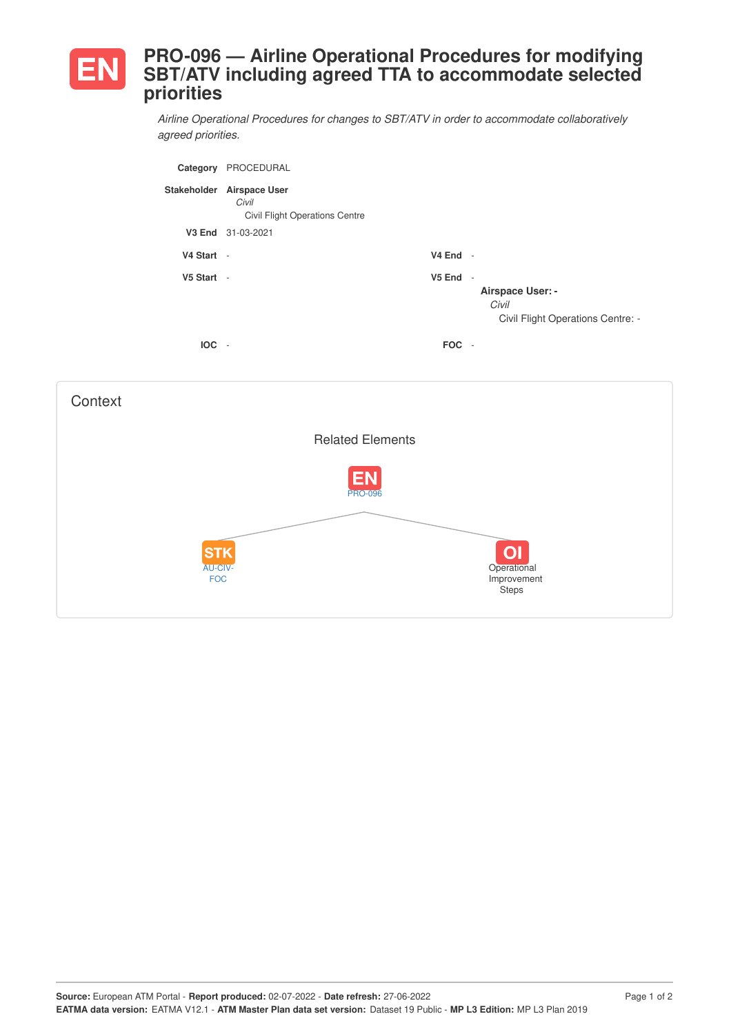# PRO-096 — Airline Operational Procedures for modifying SBT/ATV including agreed TTA to accommodate selected priorities

*Airline Operational Procedures for changes to SBT/ATV in order to accommodate collaboratively agreed priorities.*

**Category** PROCEDURAL

**Stakeholder** **Airspace User**
*Civil*
Civil Flight Operations Centre

**V3 End** 31-03-2021

**V4 Start** -

**V4 End** -

**V5 Start** -

**V5 End** -

**Airspace User: -**
*Civil*
Civil Flight Operations Centre: -

**IOC** -

**FOC** -

## Context

### Related Elements

EN PRO-096

STK AU-CIV-FOC

OI Operational Improvement Steps

Source: European ATM Portal - Report produced: 02-07-2022 - Date refresh: 27-06-2022
EATMA data version: EATMA V12.1 - ATM Master Plan data set version: Dataset 19 Public - MP L3 Edition: MP L3 Plan 2019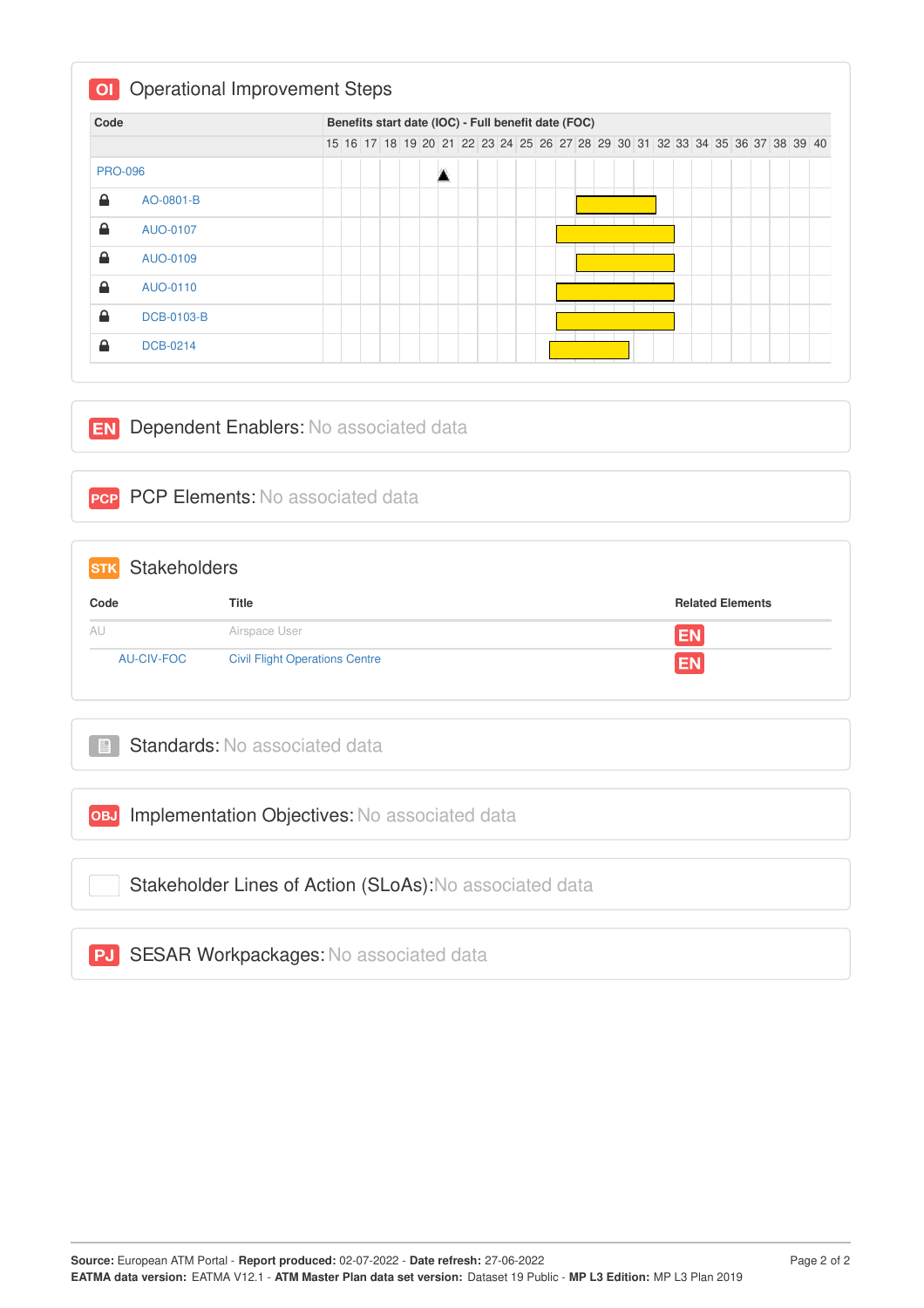## OI Operational Improvement Steps

| Code | Benefits start date (IOC) - Full benefit date (FOC) |
|---|---|
| | 15 16 17 18 19 20 21 22 23 24 25 26 27 28 29 30 31 32 33 34 35 36 37 38 39 40 |
| PRO-096 | |
| AO-0801-B | |
| AUO-0107 | |
| AUO-0109 | |
| AUO-0110 | |
| DCB-0103-B | |
| DCB-0214 | |

## EN Dependent Enablers: No associated data

## PCP PCP Elements: No associated data

## STK Stakeholders

| Code | Title | Related Elements |
|---|---|---|
| AU | Airspace User | EN |
| AU-CIV-FOC | Civil Flight Operations Centre | EN |

## Standards: No associated data

## OBJ Implementation Objectives: No associated data

## Stakeholder Lines of Action (SLoAs): No associated data

## PJ SESAR Workpackages: No associated data

**Source:** European ATM Portal - **Report produced:** 02-07-2022 - **Date refresh:** 27-06-2022
**EATMA data version:** EATMA V12.1 - **ATM Master Plan data set version:** Dataset 19 Public - **MP L3 Edition:** MP L3 Plan 2019